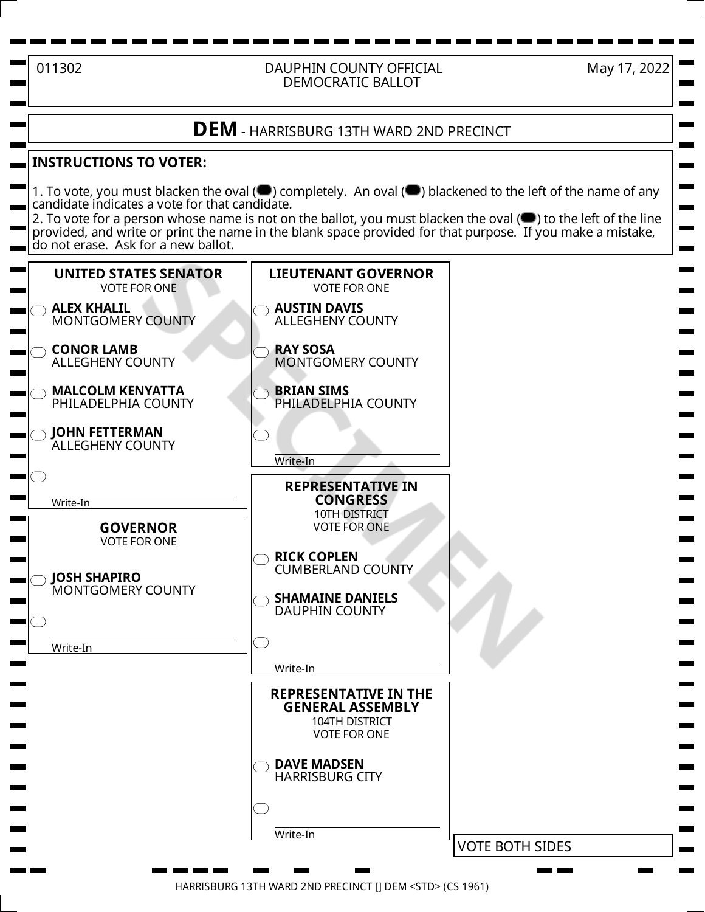011302

DAUPHIN COUNTY OFFICIAL
DEMOCRATIC BALLOT

May 17, 2022

# DEM - HARRISBURG 13TH WARD 2ND PRECINCT

**INSTRUCTIONS TO VOTER:**

1. To vote, you must blacken the oval (⬬) completely. An oval (⬬) blackened to the left of the name of any candidate indicates a vote for that candidate.
2. To vote for a person whose name is not on the ballot, you must blacken the oval (⬬) to the left of the line provided, and write or print the name in the blank space provided for that purpose. If you make a mistake, do not erase. Ask for a new ballot.

## UNITED STATES SENATOR
VOTE FOR ONE

- ⬭ **ALEX KHALIL** MONTGOMERY COUNTY
- ⬭ **CONOR LAMB** ALLEGHENY COUNTY
- ⬭ **MALCOLM KENYATTA** PHILADELPHIA COUNTY
- ⬭ **JOHN FETTERMAN** ALLEGHENY COUNTY
- ⬭ ____________ Write-In

## GOVERNOR
VOTE FOR ONE

- ⬭ **JOSH SHAPIRO** MONTGOMERY COUNTY
- ⬭ ____________ Write-In

## LIEUTENANT GOVERNOR
VOTE FOR ONE

- ⬭ **AUSTIN DAVIS** ALLEGHENY COUNTY
- ⬭ **RAY SOSA** MONTGOMERY COUNTY
- ⬭ **BRIAN SIMS** PHILADELPHIA COUNTY
- ⬭ ____________ Write-In

## REPRESENTATIVE IN CONGRESS
10TH DISTRICT
VOTE FOR ONE

- ⬭ **RICK COPLEN** CUMBERLAND COUNTY
- ⬭ **SHAMAINE DANIELS** DAUPHIN COUNTY
- ⬭ ____________ Write-In

## REPRESENTATIVE IN THE GENERAL ASSEMBLY
104TH DISTRICT
VOTE FOR ONE

- ⬭ **DAVE MADSEN** HARRISBURG CITY
- ⬭ ____________ Write-In

VOTE BOTH SIDES

HARRISBURG 13TH WARD 2ND PRECINCT [] DEM <STD> (CS 1961)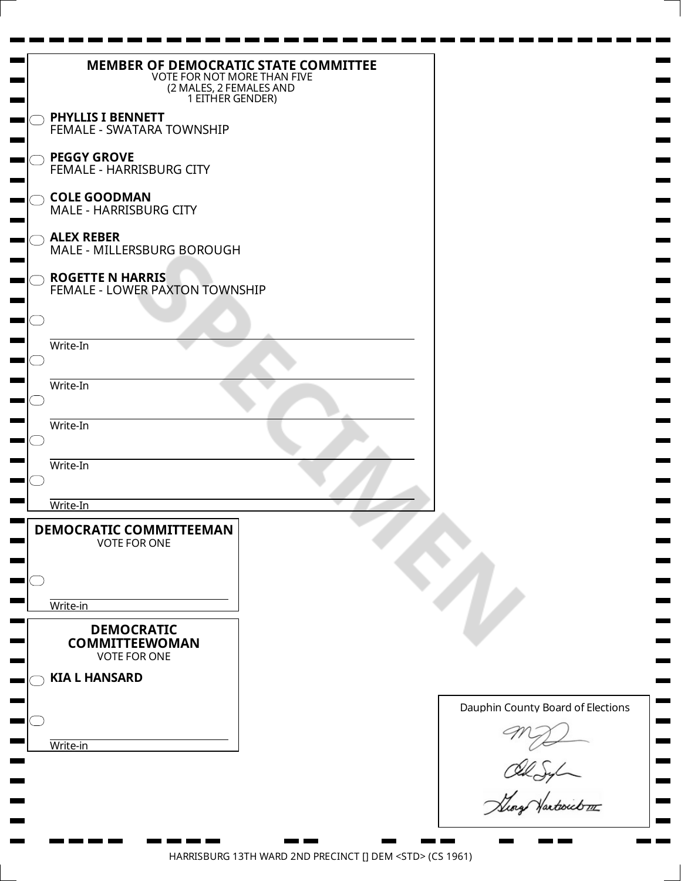## MEMBER OF DEMOCRATIC STATE COMMITTEE

VOTE FOR NOT MORE THAN FIVE
(2 MALES, 2 FEMALES AND
1 EITHER GENDER)

- **PHYLLIS I BENNETT**
  FEMALE - SWATARA TOWNSHIP
- **PEGGY GROVE**
  FEMALE - HARRISBURG CITY
- **COLE GOODMAN**
  MALE - HARRISBURG CITY
- **ALEX REBER**
  MALE - MILLERSBURG BOROUGH
- **ROGETTE N HARRIS**
  FEMALE - LOWER PAXTON TOWNSHIP
- Write-In
- Write-In
- Write-In
- Write-In
- Write-In

## DEMOCRATIC COMMITTEEMAN

VOTE FOR ONE

- Write-in

## DEMOCRATIC COMMITTEEWOMAN

VOTE FOR ONE

- **KIA L HANSARD**
- Write-in

Dauphin County Board of Elections

SPECIMEN

HARRISBURG 13TH WARD 2ND PRECINCT [] DEM <STD> (CS 1961)